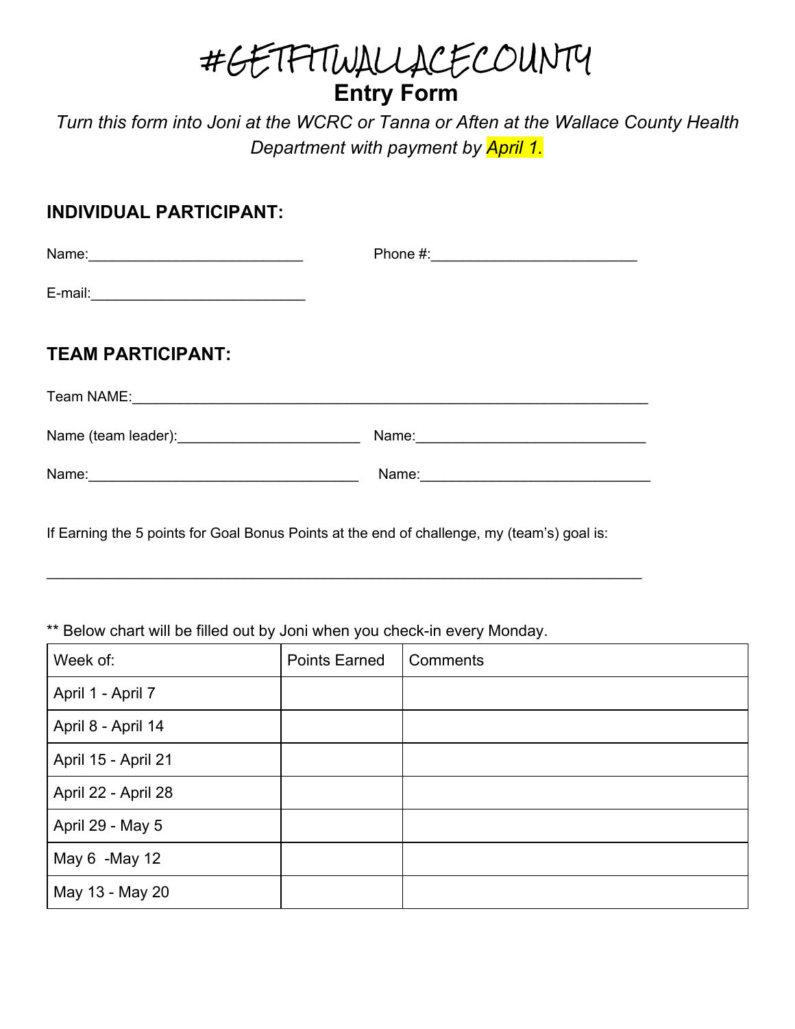# #GETFITWALLACECOUNTY

## Entry Form

*Turn this form into Joni at the WCRC or Tanna or Aften at the Wallace County Health Department with payment by April 1.*

### INDIVIDUAL PARTICIPANT:

Name:___________________________ Phone #:__________________________

E-mail:___________________________

### TEAM PARTICIPANT:

Team NAME:_________________________________________________________________

Name (team leader):_______________________ Name:_____________________________

Name:__________________________________ Name:_____________________________

If Earning the 5 points for Goal Bonus Points at the end of challenge, my (team's) goal is:

___________________________________________________________________________

** Below chart will be filled out by Joni when you check-in every Monday.

| Week of: | Points Earned | Comments |
|---|---|---|
| April 1 - April 7 | | |
| April 8 - April 14 | | |
| April 15 - April 21 | | |
| April 22 - April 28 | | |
| April 29 - May 5 | | |
| May 6 -May 12 | | |
| May 13 - May 20 | | |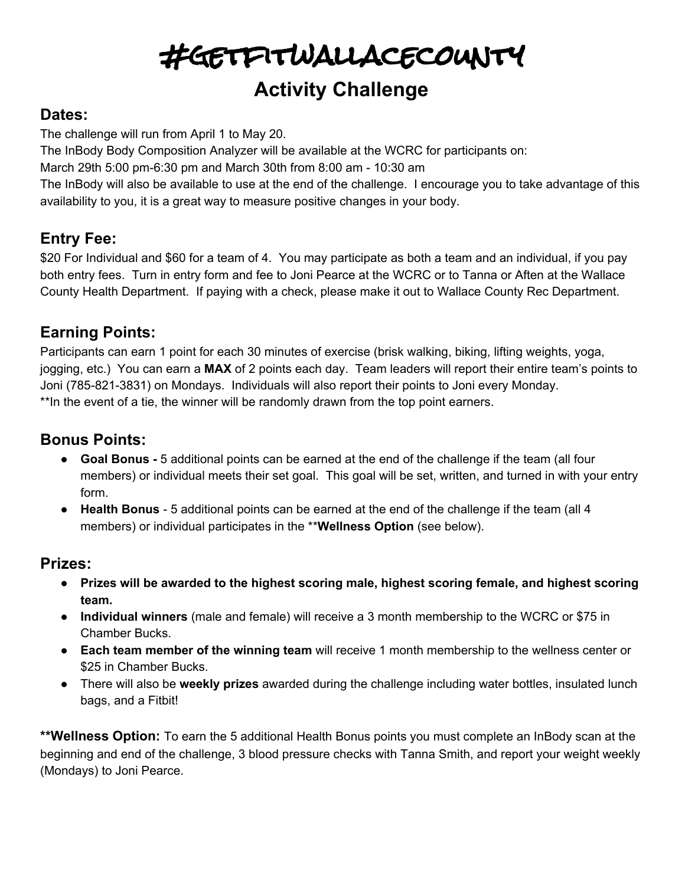# #GETFITWALLACECOUNTY

## Activity Challenge

### Dates:

The challenge will run from April 1 to May 20.
The InBody Body Composition Analyzer will be available at the WCRC for participants on:
March 29th 5:00 pm-6:30 pm and March 30th from 8:00 am - 10:30 am
The InBody will also be available to use at the end of the challenge. I encourage you to take advantage of this availability to you, it is a great way to measure positive changes in your body.

### Entry Fee:

$20 For Individual and $60 for a team of 4. You may participate as both a team and an individual, if you pay both entry fees. Turn in entry form and fee to Joni Pearce at the WCRC or to Tanna or Aften at the Wallace County Health Department. If paying with a check, please make it out to Wallace County Rec Department.

### Earning Points:

Participants can earn 1 point for each 30 minutes of exercise (brisk walking, biking, lifting weights, yoga, jogging, etc.) You can earn a **MAX** of 2 points each day. Team leaders will report their entire team's points to Joni (785-821-3831) on Mondays. Individuals will also report their points to Joni every Monday.
**In the event of a tie, the winner will be randomly drawn from the top point earners.

### Bonus Points:

- **Goal Bonus -** 5 additional points can be earned at the end of the challenge if the team (all four members) or individual meets their set goal. This goal will be set, written, and turned in with your entry form.
- **Health Bonus** - 5 additional points can be earned at the end of the challenge if the team (all 4 members) or individual participates in the ****Wellness Option** (see below).

### Prizes:

- **Prizes will be awarded to the highest scoring male, highest scoring female, and highest scoring team.**
- **Individual winners** (male and female) will receive a 3 month membership to the WCRC or $75 in Chamber Bucks.
- **Each team member of the winning team** will receive 1 month membership to the wellness center or $25 in Chamber Bucks.
- There will also be **weekly prizes** awarded during the challenge including water bottles, insulated lunch bags, and a Fitbit!

****Wellness Option:** To earn the 5 additional Health Bonus points you must complete an InBody scan at the beginning and end of the challenge, 3 blood pressure checks with Tanna Smith, and report your weight weekly (Mondays) to Joni Pearce.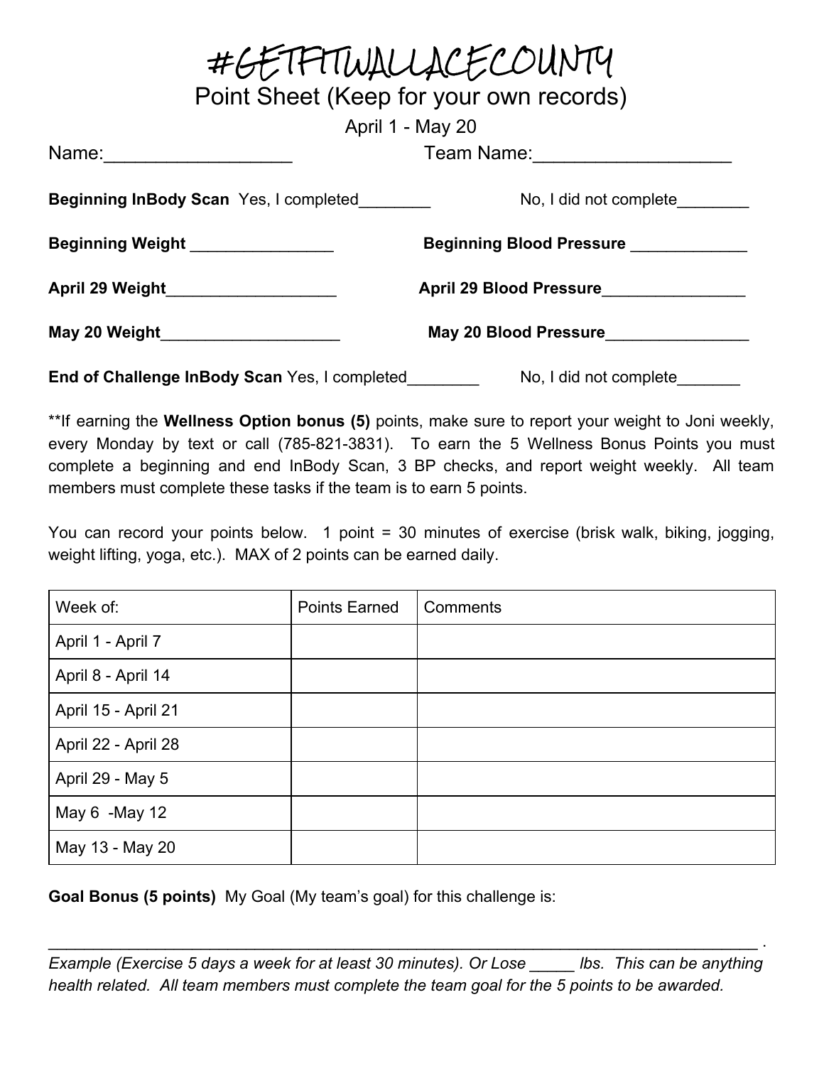# #GETFITWALLACECOUNTY

## Point Sheet (Keep for your own records)

April 1 - May 20

Name:__________________ Team Name:___________________

**Beginning InBody Scan** Yes, I completed________ No, I did not complete________

**Beginning Weight** ________________ **Beginning Blood Pressure** _____________

**April 29 Weight**___________________ **April 29 Blood Pressure**________________

**May 20 Weight**____________________ **May 20 Blood Pressure**________________

**End of Challenge InBody Scan** Yes, I completed________ No, I did not complete_______

**If earning the **Wellness Option bonus (5)** points, make sure to report your weight to Joni weekly, every Monday by text or call (785-821-3831). To earn the 5 Wellness Bonus Points you must complete a beginning and end InBody Scan, 3 BP checks, and report weight weekly. All team members must complete these tasks if the team is to earn 5 points.

You can record your points below. 1 point = 30 minutes of exercise (brisk walk, biking, jogging, weight lifting, yoga, etc.). MAX of 2 points can be earned daily.

| Week of: | Points Earned | Comments |
|---|---|---|
| April 1 - April 7 | | |
| April 8 - April 14 | | |
| April 15 - April 21 | | |
| April 22 - April 28 | | |
| April 29 - May 5 | | |
| May 6 -May 12 | | |
| May 13 - May 20 | | |

**Goal Bonus (5 points)** My Goal (My team's goal) for this challenge is:

_____________________________________________________________________________ .

*Example (Exercise 5 days a week for at least 30 minutes). Or Lose _____ lbs. This can be anything health related. All team members must complete the team goal for the 5 points to be awarded.*